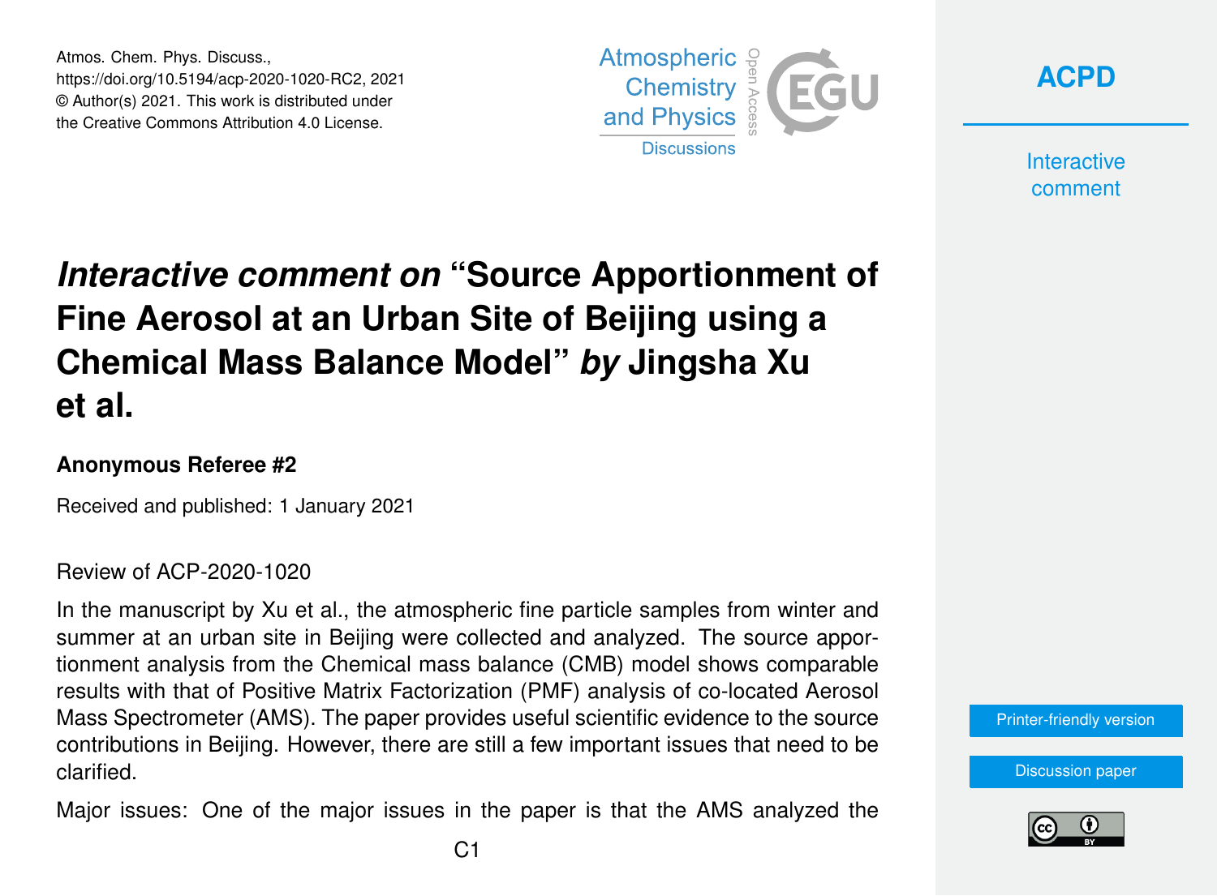Atmos. Chem. Phys. Discuss.,
https://doi.org/10.5194/acp-2020-1020-RC2, 2021
© Author(s) 2021. This work is distributed under
the Creative Commons Attribution 4.0 License.

# *Interactive comment on* "Source Apportionment of Fine Aerosol at an Urban Site of Beijing using a Chemical Mass Balance Model" *by* Jingsha Xu et al.

### Anonymous Referee #2

Received and published: 1 January 2021

Review of ACP-2020-1020

In the manuscript by Xu et al., the atmospheric fine particle samples from winter and summer at an urban site in Beijing were collected and analyzed. The source apportionment analysis from the Chemical mass balance (CMB) model shows comparable results with that of Positive Matrix Factorization (PMF) analysis of co-located Aerosol Mass Spectrometer (AMS). The paper provides useful scientific evidence to the source contributions in Beijing. However, there are still a few important issues that need to be clarified.

Major issues: One of the major issues in the paper is that the AMS analyzed the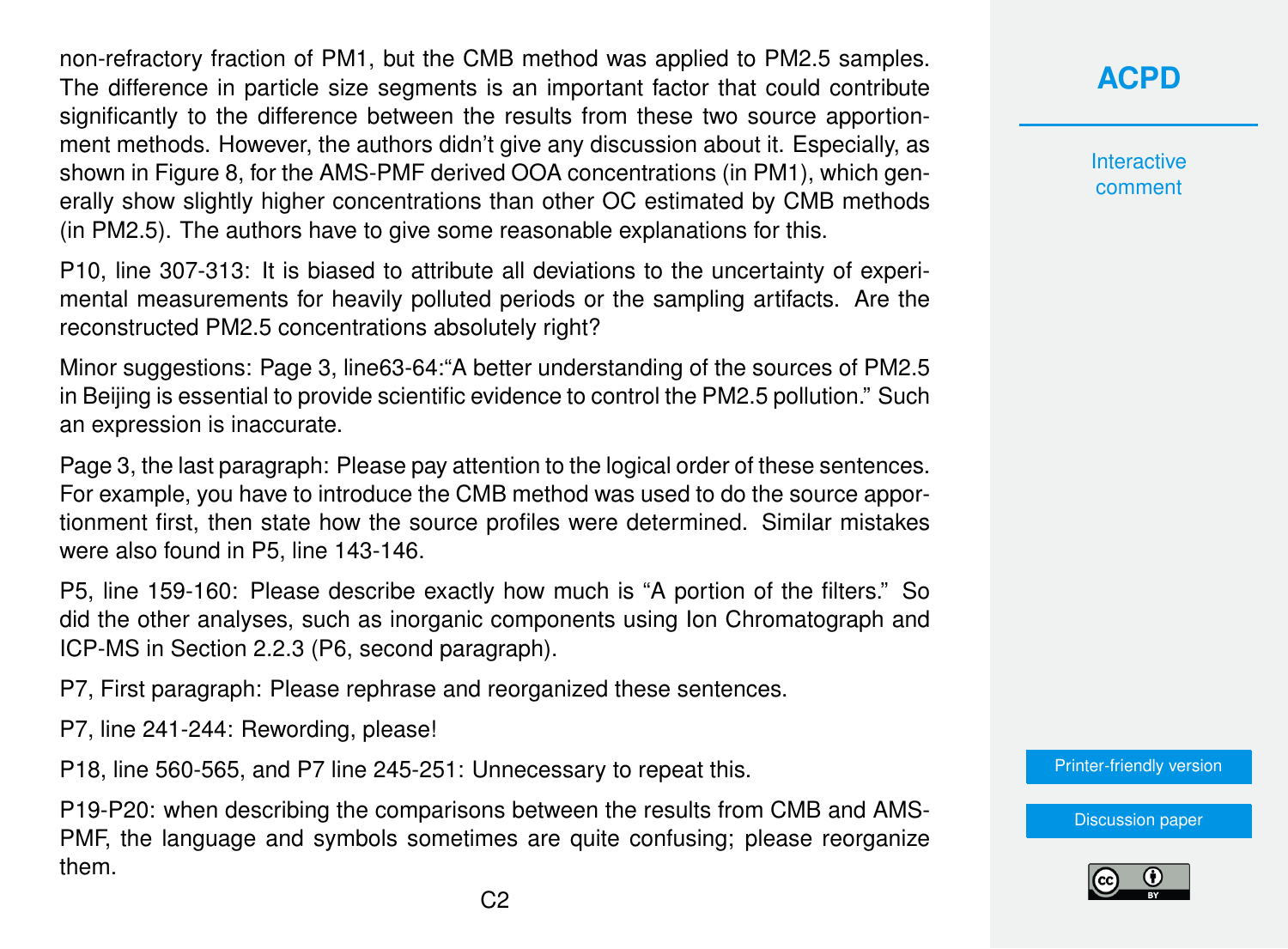non-refractory fraction of PM1, but the CMB method was applied to PM2.5 samples. The difference in particle size segments is an important factor that could contribute significantly to the difference between the results from these two source apportionment methods. However, the authors didn't give any discussion about it. Especially, as shown in Figure 8, for the AMS-PMF derived OOA concentrations (in PM1), which generally show slightly higher concentrations than other OC estimated by CMB methods (in PM2.5). The authors have to give some reasonable explanations for this.

P10, line 307-313: It is biased to attribute all deviations to the uncertainty of experimental measurements for heavily polluted periods or the sampling artifacts. Are the reconstructed PM2.5 concentrations absolutely right?

Minor suggestions: Page 3, line63-64:"A better understanding of the sources of PM2.5 in Beijing is essential to provide scientific evidence to control the PM2.5 pollution." Such an expression is inaccurate.

Page 3, the last paragraph: Please pay attention to the logical order of these sentences. For example, you have to introduce the CMB method was used to do the source apportionment first, then state how the source profiles were determined. Similar mistakes were also found in P5, line 143-146.

P5, line 159-160: Please describe exactly how much is "A portion of the filters." So did the other analyses, such as inorganic components using Ion Chromatograph and ICP-MS in Section 2.2.3 (P6, second paragraph).

P7, First paragraph: Please rephrase and reorganized these sentences.

P7, line 241-244: Rewording, please!

P18, line 560-565, and P7 line 245-251: Unnecessary to repeat this.

P19-P20: when describing the comparisons between the results from CMB and AMS-PMF, the language and symbols sometimes are quite confusing; please reorganize them.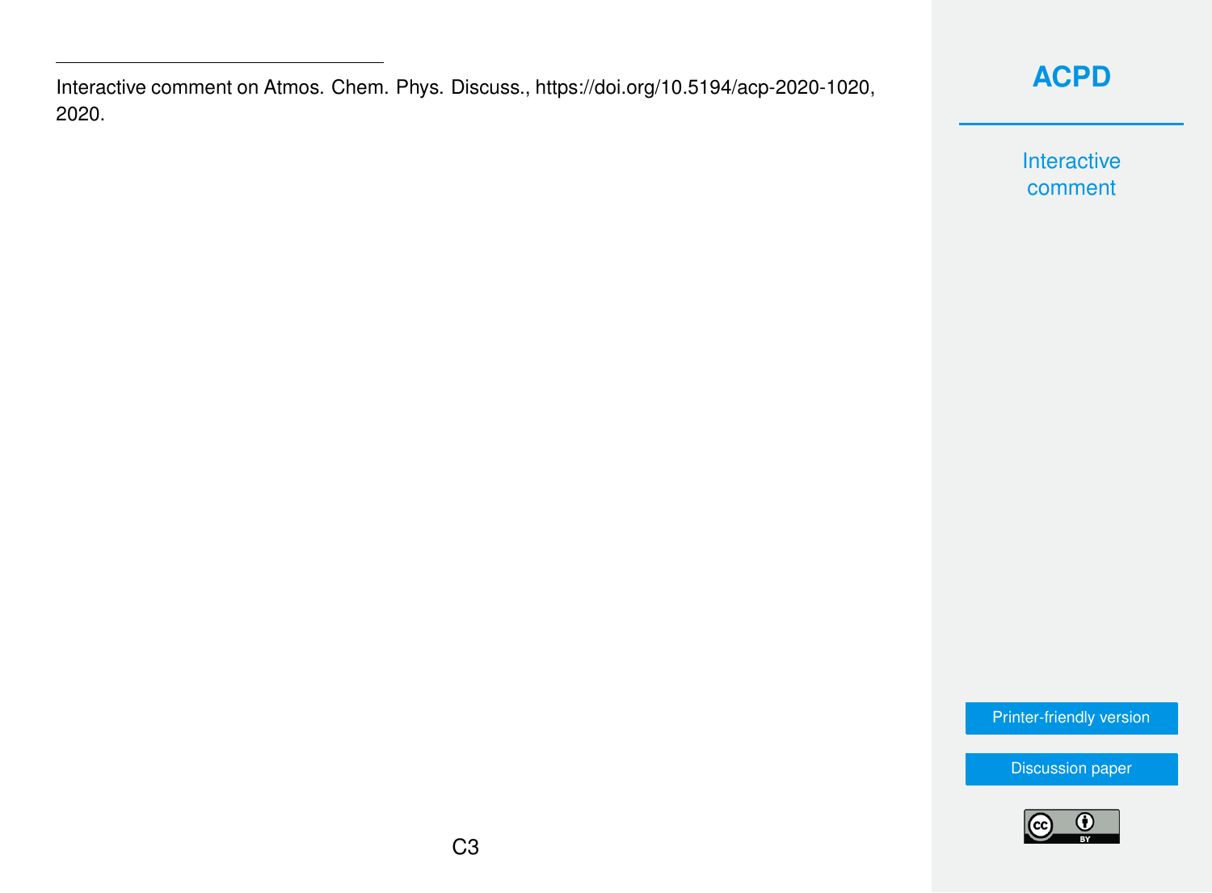Interactive comment on Atmos. Chem. Phys. Discuss., https://doi.org/10.5194/acp-2020-1020, 2020.